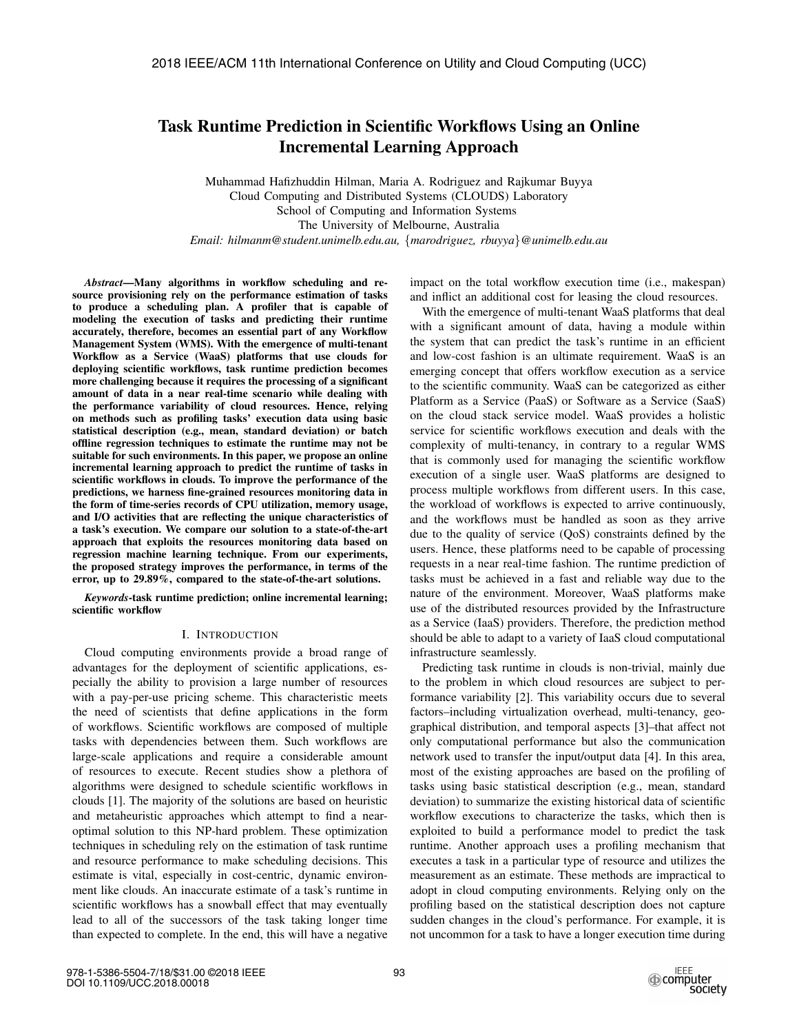# Task Runtime Prediction in Scientific Workflows Using an Online Incremental Learning Approach

Muhammad Hafizhuddin Hilman, Maria A. Rodriguez and Rajkumar Buyya
Cloud Computing and Distributed Systems (CLOUDS) Laboratory
School of Computing and Information Systems
The University of Melbourne, Australia
*Email: hilmanm@student.unimelb.edu.au, {marodriguez, rbuyya}@unimelb.edu.au*

***Abstract*—Many algorithms in workflow scheduling and resource provisioning rely on the performance estimation of tasks to produce a scheduling plan. A profiler that is capable of modeling the execution of tasks and predicting their runtime accurately, therefore, becomes an essential part of any Workflow Management System (WMS). With the emergence of multi-tenant Workflow as a Service (WaaS) platforms that use clouds for deploying scientific workflows, task runtime prediction becomes more challenging because it requires the processing of a significant amount of data in a near real-time scenario while dealing with the performance variability of cloud resources. Hence, relying on methods such as profiling tasks' execution data using basic statistical description (e.g., mean, standard deviation) or batch offline regression techniques to estimate the runtime may not be suitable for such environments. In this paper, we propose an online incremental learning approach to predict the runtime of tasks in scientific workflows in clouds. To improve the performance of the predictions, we harness fine-grained resources monitoring data in the form of time-series records of CPU utilization, memory usage, and I/O activities that are reflecting the unique characteristics of a task's execution. We compare our solution to a state-of-the-art approach that exploits the resources monitoring data based on regression machine learning technique. From our experiments, the proposed strategy improves the performance, in terms of the error, up to 29.89%, compared to the state-of-the-art solutions.**

***Keywords*-task runtime prediction; online incremental learning; scientific workflow**

## I. Introduction

Cloud computing environments provide a broad range of advantages for the deployment of scientific applications, especially the ability to provision a large number of resources with a pay-per-use pricing scheme. This characteristic meets the need of scientists that define applications in the form of workflows. Scientific workflows are composed of multiple tasks with dependencies between them. Such workflows are large-scale applications and require a considerable amount of resources to execute. Recent studies show a plethora of algorithms were designed to schedule scientific workflows in clouds [1]. The majority of the solutions are based on heuristic and metaheuristic approaches which attempt to find a near-optimal solution to this NP-hard problem. These optimization techniques in scheduling rely on the estimation of task runtime and resource performance to make scheduling decisions. This estimate is vital, especially in cost-centric, dynamic environment like clouds. An inaccurate estimate of a task's runtime in scientific workflows has a snowball effect that may eventually lead to all of the successors of the task taking longer time than expected to complete. In the end, this will have a negative impact on the total workflow execution time (i.e., makespan) and inflict an additional cost for leasing the cloud resources.

With the emergence of multi-tenant WaaS platforms that deal with a significant amount of data, having a module within the system that can predict the task's runtime in an efficient and low-cost fashion is an ultimate requirement. WaaS is an emerging concept that offers workflow execution as a service to the scientific community. WaaS can be categorized as either Platform as a Service (PaaS) or Software as a Service (SaaS) on the cloud stack service model. WaaS provides a holistic service for scientific workflows execution and deals with the complexity of multi-tenancy, in contrary to a regular WMS that is commonly used for managing the scientific workflow execution of a single user. WaaS platforms are designed to process multiple workflows from different users. In this case, the workload of workflows is expected to arrive continuously, and the workflows must be handled as soon as they arrive due to the quality of service (QoS) constraints defined by the users. Hence, these platforms need to be capable of processing requests in a near real-time fashion. The runtime prediction of tasks must be achieved in a fast and reliable way due to the nature of the environment. Moreover, WaaS platforms make use of the distributed resources provided by the Infrastructure as a Service (IaaS) providers. Therefore, the prediction method should be able to adapt to a variety of IaaS cloud computational infrastructure seamlessly.

Predicting task runtime in clouds is non-trivial, mainly due to the problem in which cloud resources are subject to performance variability [2]. This variability occurs due to several factors–including virtualization overhead, multi-tenancy, geographical distribution, and temporal aspects [3]–that affect not only computational performance but also the communication network used to transfer the input/output data [4]. In this area, most of the existing approaches are based on the profiling of tasks using basic statistical description (e.g., mean, standard deviation) to summarize the existing historical data of scientific workflow executions to characterize the tasks, which then is exploited to build a performance model to predict the task runtime. Another approach uses a profiling mechanism that executes a task in a particular type of resource and utilizes the measurement as an estimate. These methods are impractical to adopt in cloud computing environments. Relying only on the profiling based on the statistical description does not capture sudden changes in the cloud's performance. For example, it is not uncommon for a task to have a longer execution time during

978-1-5386-5504-7/18/$31.00 ©2018 IEEE
DOI 10.1109/UCC.2018.00018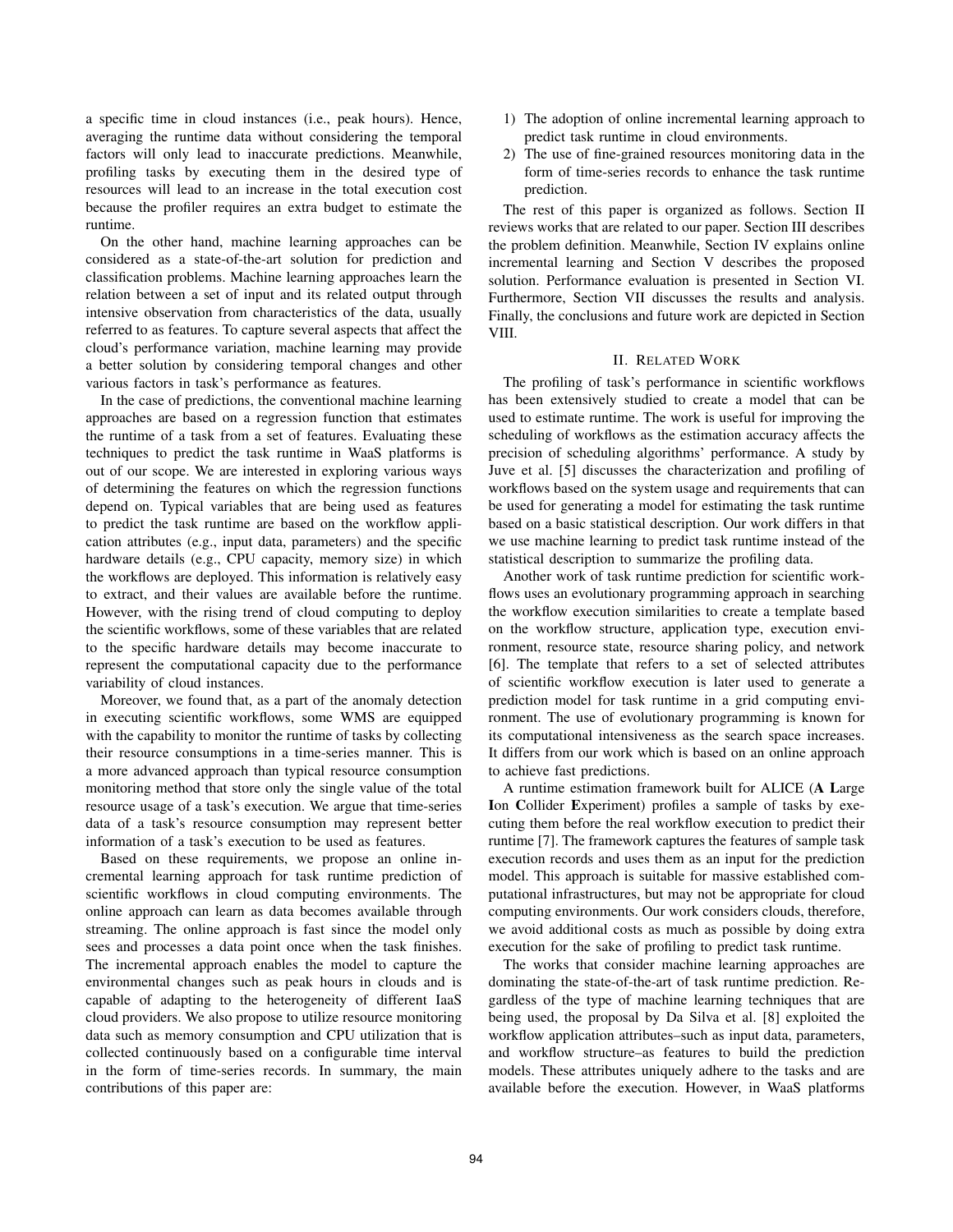a specific time in cloud instances (i.e., peak hours). Hence, averaging the runtime data without considering the temporal factors will only lead to inaccurate predictions. Meanwhile, profiling tasks by executing them in the desired type of resources will lead to an increase in the total execution cost because the profiler requires an extra budget to estimate the runtime.

On the other hand, machine learning approaches can be considered as a state-of-the-art solution for prediction and classification problems. Machine learning approaches learn the relation between a set of input and its related output through intensive observation from characteristics of the data, usually referred to as features. To capture several aspects that affect the cloud's performance variation, machine learning may provide a better solution by considering temporal changes and other various factors in task's performance as features.

In the case of predictions, the conventional machine learning approaches are based on a regression function that estimates the runtime of a task from a set of features. Evaluating these techniques to predict the task runtime in WaaS platforms is out of our scope. We are interested in exploring various ways of determining the features on which the regression functions depend on. Typical variables that are being used as features to predict the task runtime are based on the workflow application attributes (e.g., input data, parameters) and the specific hardware details (e.g., CPU capacity, memory size) in which the workflows are deployed. This information is relatively easy to extract, and their values are available before the runtime. However, with the rising trend of cloud computing to deploy the scientific workflows, some of these variables that are related to the specific hardware details may become inaccurate to represent the computational capacity due to the performance variability of cloud instances.

Moreover, we found that, as a part of the anomaly detection in executing scientific workflows, some WMS are equipped with the capability to monitor the runtime of tasks by collecting their resource consumptions in a time-series manner. This is a more advanced approach than typical resource consumption monitoring method that store only the single value of the total resource usage of a task's execution. We argue that time-series data of a task's resource consumption may represent better information of a task's execution to be used as features.

Based on these requirements, we propose an online incremental learning approach for task runtime prediction of scientific workflows in cloud computing environments. The online approach can learn as data becomes available through streaming. The online approach is fast since the model only sees and processes a data point once when the task finishes. The incremental approach enables the model to capture the environmental changes such as peak hours in clouds and is capable of adapting to the heterogeneity of different IaaS cloud providers. We also propose to utilize resource monitoring data such as memory consumption and CPU utilization that is collected continuously based on a configurable time interval in the form of time-series records. In summary, the main contributions of this paper are:

1) The adoption of online incremental learning approach to predict task runtime in cloud environments.
2) The use of fine-grained resources monitoring data in the form of time-series records to enhance the task runtime prediction.

The rest of this paper is organized as follows. Section II reviews works that are related to our paper. Section III describes the problem definition. Meanwhile, Section IV explains online incremental learning and Section V describes the proposed solution. Performance evaluation is presented in Section VI. Furthermore, Section VII discusses the results and analysis. Finally, the conclusions and future work are depicted in Section VIII.

## II. Related Work

The profiling of task's performance in scientific workflows has been extensively studied to create a model that can be used to estimate runtime. The work is useful for improving the scheduling of workflows as the estimation accuracy affects the precision of scheduling algorithms' performance. A study by Juve et al. [5] discusses the characterization and profiling of workflows based on the system usage and requirements that can be used for generating a model for estimating the task runtime based on a basic statistical description. Our work differs in that we use machine learning to predict task runtime instead of the statistical description to summarize the profiling data.

Another work of task runtime prediction for scientific workflows uses an evolutionary programming approach in searching the workflow execution similarities to create a template based on the workflow structure, application type, execution environment, resource state, resource sharing policy, and network [6]. The template that refers to a set of selected attributes of scientific workflow execution is later used to generate a prediction model for task runtime in a grid computing environment. The use of evolutionary programming is known for its computational intensiveness as the search space increases. It differs from our work which is based on an online approach to achieve fast predictions.

A runtime estimation framework built for ALICE (**A** **L**arge **I**on **C**ollider **E**xperiment) profiles a sample of tasks by executing them before the real workflow execution to predict their runtime [7]. The framework captures the features of sample task execution records and uses them as an input for the prediction model. This approach is suitable for massive established computational infrastructures, but may not be appropriate for cloud computing environments. Our work considers clouds, therefore, we avoid additional costs as much as possible by doing extra execution for the sake of profiling to predict task runtime.

The works that consider machine learning approaches are dominating the state-of-the-art of task runtime prediction. Regardless of the type of machine learning techniques that are being used, the proposal by Da Silva et al. [8] exploited the workflow application attributes–such as input data, parameters, and workflow structure–as features to build the prediction models. These attributes uniquely adhere to the tasks and are available before the execution. However, in WaaS platforms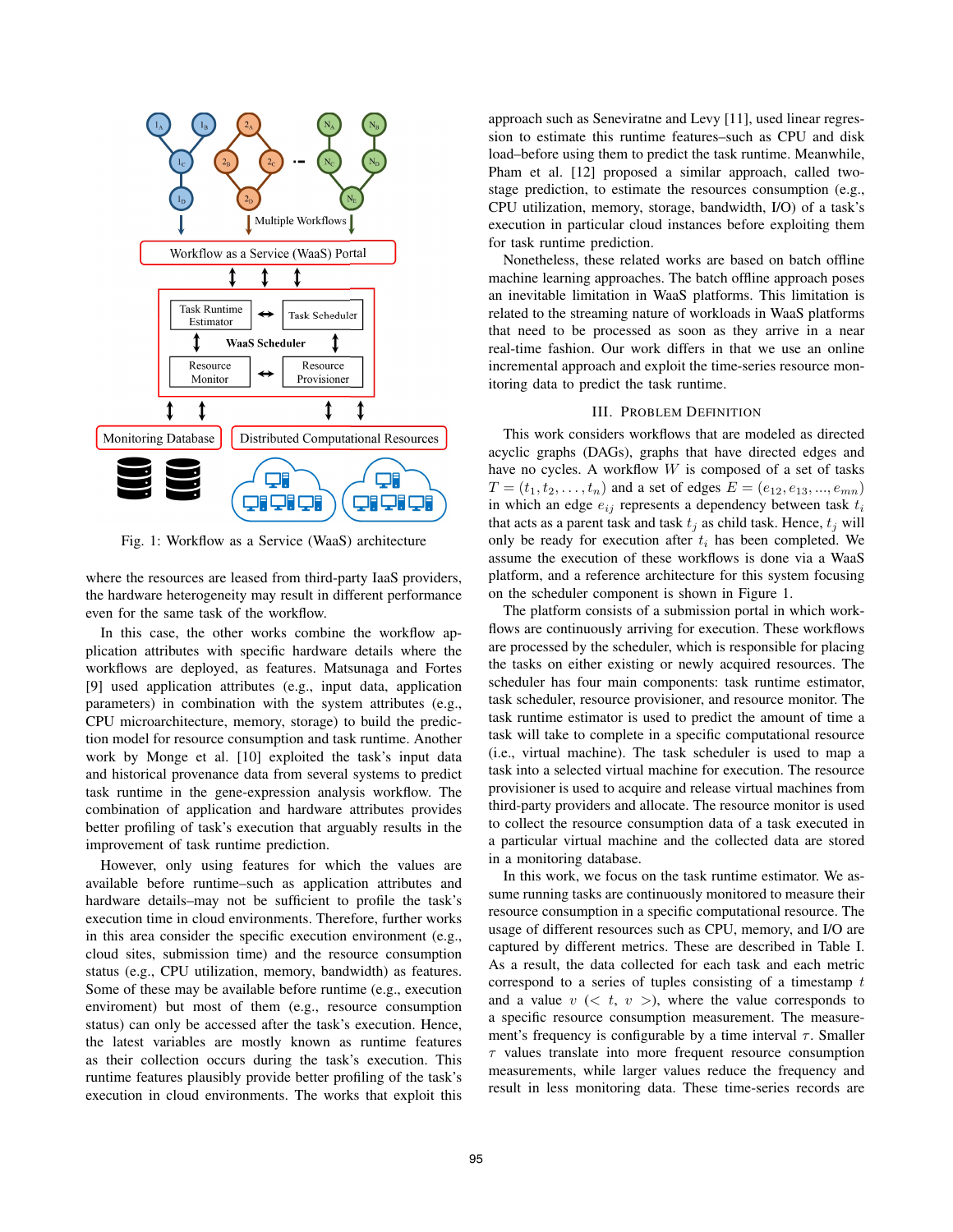Fig. 1: Workflow as a Service (WaaS) architecture

where the resources are leased from third-party IaaS providers, the hardware heterogeneity may result in different performance even for the same task of the workflow.

In this case, the other works combine the workflow application attributes with specific hardware details where the workflows are deployed, as features. Matsunaga and Fortes [9] used application attributes (e.g., input data, application parameters) in combination with the system attributes (e.g., CPU microarchitecture, memory, storage) to build the prediction model for resource consumption and task runtime. Another work by Monge et al. [10] exploited the task's input data and historical provenance data from several systems to predict task runtime in the gene-expression analysis workflow. The combination of application and hardware attributes provides better profiling of task's execution that arguably results in the improvement of task runtime prediction.

However, only using features for which the values are available before runtime–such as application attributes and hardware details–may not be sufficient to profile the task's execution time in cloud environments. Therefore, further works in this area consider the specific execution environment (e.g., cloud sites, submission time) and the resource consumption status (e.g., CPU utilization, memory, bandwidth) as features. Some of these may be available before runtime (e.g., execution enviroment) but most of them (e.g., resource consumption status) can only be accessed after the task's execution. Hence, the latest variables are mostly known as runtime features as their collection occurs during the task's execution. This runtime features plausibly provide better profiling of the task's execution in cloud environments. The works that exploit this approach such as Seneviratne and Levy [11], used linear regression to estimate this runtime features–such as CPU and disk load–before using them to predict the task runtime. Meanwhile, Pham et al. [12] proposed a similar approach, called two-stage prediction, to estimate the resources consumption (e.g., CPU utilization, memory, storage, bandwidth, I/O) of a task's execution in particular cloud instances before exploiting them for task runtime prediction.

Nonetheless, these related works are based on batch offline machine learning approaches. The batch offline approach poses an inevitable limitation in WaaS platforms. This limitation is related to the streaming nature of workloads in WaaS platforms that need to be processed as soon as they arrive in a near real-time fashion. Our work differs in that we use an online incremental approach and exploit the time-series resource monitoring data to predict the task runtime.

## III. Problem Definition

This work considers workflows that are modeled as directed acyclic graphs (DAGs), graphs that have directed edges and have no cycles. A workflow $W$ is composed of a set of tasks $T = (t_1, t_2, \ldots, t_n)$ and a set of edges $E = (e_{12}, e_{13}, ..., e_{mn})$ in which an edge $e_{ij}$ represents a dependency between task $t_i$ that acts as a parent task and task $t_j$ as child task. Hence, $t_j$ will only be ready for execution after $t_i$ has been completed. We assume the execution of these workflows is done via a WaaS platform, and a reference architecture for this system focusing on the scheduler component is shown in Figure 1.

The platform consists of a submission portal in which workflows are continuously arriving for execution. These workflows are processed by the scheduler, which is responsible for placing the tasks on either existing or newly acquired resources. The scheduler has four main components: task runtime estimator, task scheduler, resource provisioner, and resource monitor. The task runtime estimator is used to predict the amount of time a task will take to complete in a specific computational resource (i.e., virtual machine). The task scheduler is used to map a task into a selected virtual machine for execution. The resource provisioner is used to acquire and release virtual machines from third-party providers and allocate. The resource monitor is used to collect the resource consumption data of a task executed in a particular virtual machine and the collected data are stored in a monitoring database.

In this work, we focus on the task runtime estimator. We assume running tasks are continuously monitored to measure their resource consumption in a specific computational resource. The usage of different resources such as CPU, memory, and I/O are captured by different metrics. These are described in Table I. As a result, the data collected for each task and each metric correspond to a series of tuples consisting of a timestamp $t$ and a value $v$ ($< t,\ v >$), where the value corresponds to a specific resource consumption measurement. The measurement's frequency is configurable by a time interval $\tau$. Smaller $\tau$ values translate into more frequent resource consumption measurements, while larger values reduce the frequency and result in less monitoring data. These time-series records are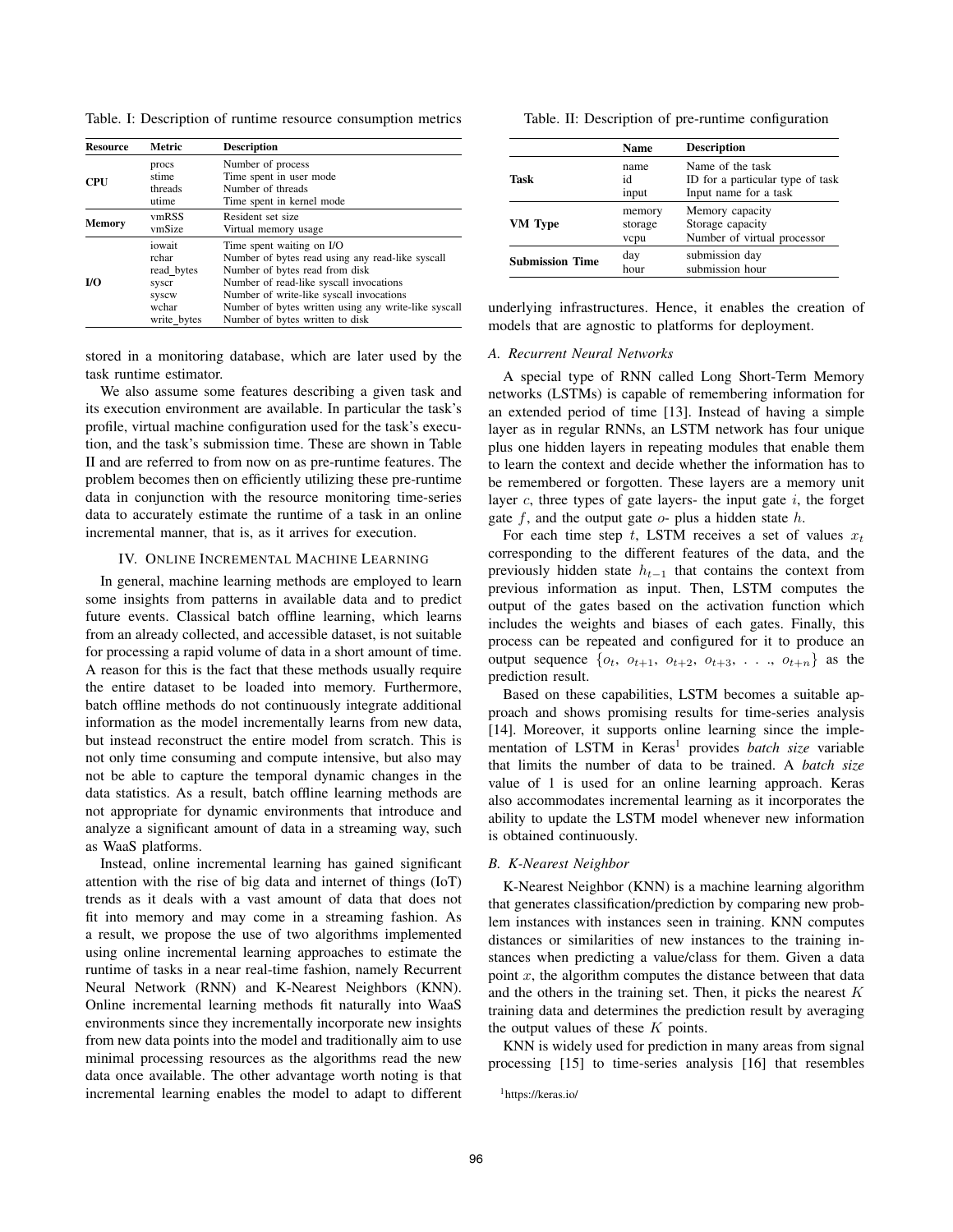Table. I: Description of runtime resource consumption metrics

| Resource | Metric | Description |
|---|---|---|
| **CPU** | procs | Number of process |
| | stime | Time spent in user mode |
| | threads | Number of threads |
| | utime | Time spent in kernel mode |
| **Memory** | vmRSS | Resident set size |
| | vmSize | Virtual memory usage |
| **I/O** | iowait | Time spent waiting on I/O |
| | rchar | Number of bytes read using any read-like syscall |
| | read_bytes | Number of bytes read from disk |
| | syscr | Number of read-like syscall invocations |
| | syscw | Number of write-like syscall invocations |
| | wchar | Number of bytes written using any write-like syscall |
| | write_bytes | Number of bytes written to disk |

stored in a monitoring database, which are later used by the task runtime estimator.

We also assume some features describing a given task and its execution environment are available. In particular the task's profile, virtual machine configuration used for the task's execution, and the task's submission time. These are shown in Table II and are referred to from now on as pre-runtime features. The problem becomes then on efficiently utilizing these pre-runtime data in conjunction with the resource monitoring time-series data to accurately estimate the runtime of a task in an online incremental manner, that is, as it arrives for execution.

## IV. Online Incremental Machine Learning

In general, machine learning methods are employed to learn some insights from patterns in available data and to predict future events. Classical batch offline learning, which learns from an already collected, and accessible dataset, is not suitable for processing a rapid volume of data in a short amount of time. A reason for this is the fact that these methods usually require the entire dataset to be loaded into memory. Furthermore, batch offline methods do not continuously integrate additional information as the model incrementally learns from new data, but instead reconstruct the entire model from scratch. This is not only time consuming and compute intensive, but also may not be able to capture the temporal dynamic changes in the data statistics. As a result, batch offline learning methods are not appropriate for dynamic environments that introduce and analyze a significant amount of data in a streaming way, such as WaaS platforms.

Instead, online incremental learning has gained significant attention with the rise of big data and internet of things (IoT) trends as it deals with a vast amount of data that does not fit into memory and may come in a streaming fashion. As a result, we propose the use of two algorithms implemented using online incremental learning approaches to estimate the runtime of tasks in a near real-time fashion, namely Recurrent Neural Network (RNN) and K-Nearest Neighbors (KNN). Online incremental learning methods fit naturally into WaaS environments since they incrementally incorporate new insights from new data points into the model and traditionally aim to use minimal processing resources as the algorithms read the new data once available. The other advantage worth noting is that incremental learning enables the model to adapt to different

Table. II: Description of pre-runtime configuration

| | Name | Description |
|---|---|---|
| **Task** | name | Name of the task |
| | id | ID for a particular type of task |
| | input | Input name for a task |
| **VM Type** | memory | Memory capacity |
| | storage | Storage capacity |
| | vcpu | Number of virtual processor |
| **Submission Time** | day | submission day |
| | hour | submission hour |

underlying infrastructures. Hence, it enables the creation of models that are agnostic to platforms for deployment.

### A. Recurrent Neural Networks

A special type of RNN called Long Short-Term Memory networks (LSTMs) is capable of remembering information for an extended period of time [13]. Instead of having a simple layer as in regular RNNs, an LSTM network has four unique plus one hidden layers in repeating modules that enable them to learn the context and decide whether the information has to be remembered or forgotten. These layers are a memory unit layer $c$, three types of gate layers- the input gate $i$, the forget gate $f$, and the output gate $o$- plus a hidden state $h$.

For each time step $t$, LSTM receives a set of values $x_t$ corresponding to the different features of the data, and the previously hidden state $h_{t-1}$ that contains the context from previous information as input. Then, LSTM computes the output of the gates based on the activation function which includes the weights and biases of each gates. Finally, this process can be repeated and configured for it to produce an output sequence $\{o_t,\ o_{t+1},\ o_{t+2},\ o_{t+3},\ .\ .\ .,\ o_{t+n}\}$ as the prediction result.

Based on these capabilities, LSTM becomes a suitable approach and shows promising results for time-series analysis [14]. Moreover, it supports online learning since the implementation of LSTM in Keras[1] provides *batch size* variable that limits the number of data to be trained. A *batch size* value of 1 is used for an online learning approach. Keras also accommodates incremental learning as it incorporates the ability to update the LSTM model whenever new information is obtained continuously.

### B. K-Nearest Neighbor

K-Nearest Neighbor (KNN) is a machine learning algorithm that generates classification/prediction by comparing new problem instances with instances seen in training. KNN computes distances or similarities of new instances to the training instances when predicting a value/class for them. Given a data point $x$, the algorithm computes the distance between that data and the others in the training set. Then, it picks the nearest $K$ training data and determines the prediction result by averaging the output values of these $K$ points.

KNN is widely used for prediction in many areas from signal processing [15] to time-series analysis [16] that resembles

[1]https://keras.io/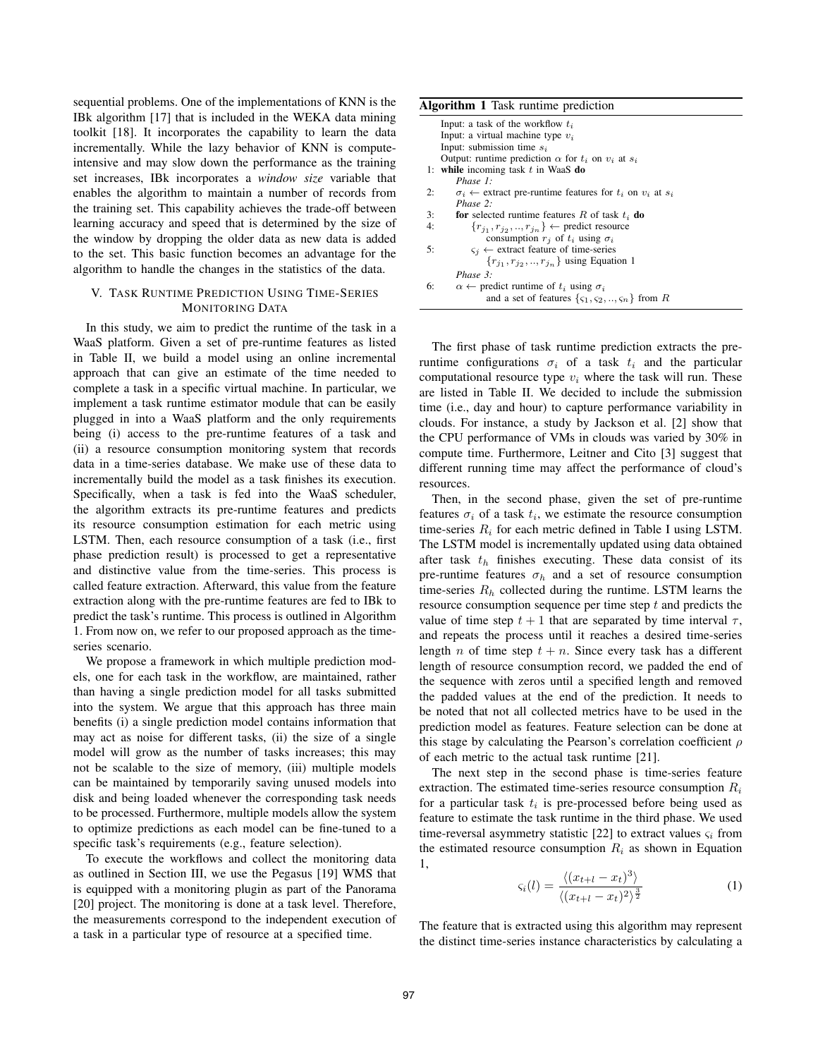sequential problems. One of the implementations of KNN is the IBk algorithm [17] that is included in the WEKA data mining toolkit [18]. It incorporates the capability to learn the data incrementally. While the lazy behavior of KNN is compute-intensive and may slow down the performance as the training set increases, IBk incorporates a *window size* variable that enables the algorithm to maintain a number of records from the training set. This capability achieves the trade-off between learning accuracy and speed that is determined by the size of the window by dropping the older data as new data is added to the set. This basic function becomes an advantage for the algorithm to handle the changes in the statistics of the data.

## V. Task Runtime Prediction Using Time-Series Monitoring Data

In this study, we aim to predict the runtime of the task in a WaaS platform. Given a set of pre-runtime features as listed in Table II, we build a model using an online incremental approach that can give an estimate of the time needed to complete a task in a specific virtual machine. In particular, we implement a task runtime estimator module that can be easily plugged in into a WaaS platform and the only requirements being (i) access to the pre-runtime features of a task and (ii) a resource consumption monitoring system that records data in a time-series database. We make use of these data to incrementally build the model as a task finishes its execution. Specifically, when a task is fed into the WaaS scheduler, the algorithm extracts its pre-runtime features and predicts its resource consumption estimation for each metric using LSTM. Then, each resource consumption of a task (i.e., first phase prediction result) is processed to get a representative and distinctive value from the time-series. This process is called feature extraction. Afterward, this value from the feature extraction along with the pre-runtime features are fed to IBk to predict the task's runtime. This process is outlined in Algorithm 1. From now on, we refer to our proposed approach as the time-series scenario.

We propose a framework in which multiple prediction models, one for each task in the workflow, are maintained, rather than having a single prediction model for all tasks submitted into the system. We argue that this approach has three main benefits (i) a single prediction model contains information that may act as noise for different tasks, (ii) the size of a single model will grow as the number of tasks increases; this may not be scalable to the size of memory, (iii) multiple models can be maintained by temporarily saving unused models into disk and being loaded whenever the corresponding task needs to be processed. Furthermore, multiple models allow the system to optimize predictions as each model can be fine-tuned to a specific task's requirements (e.g., feature selection).

To execute the workflows and collect the monitoring data as outlined in Section III, we use the Pegasus [19] WMS that is equipped with a monitoring plugin as part of the Panorama [20] project. The monitoring is done at a task level. Therefore, the measurements correspond to the independent execution of a task in a particular type of resource at a specified time.

**Algorithm 1** Task runtime prediction

```
    Input: a task of the workflow t_i
    Input: a virtual machine type v_i
    Input: submission time s_i
    Output: runtime prediction α for t_i on v_i at s_i
 1: while incoming task t in WaaS do
        Phase 1:
 2:     σ_i ← extract pre-runtime features for t_i on v_i at s_i
        Phase 2:
 3:     for selected runtime features R of task t_i do
 4:         {r_j1, r_j2, .., r_jn} ← predict resource
                consumption r_j of t_i using σ_i
 5:         ς_j ← extract feature of time-series
                {r_j1, r_j2, .., r_jn} using Equation 1
        Phase 3:
 6:     α ← predict runtime of t_i using σ_i
            and a set of features {ς_1, ς_2, .., ς_n} from R
```

The first phase of task runtime prediction extracts the pre-runtime configurations $\sigma_i$ of a task $t_i$ and the particular computational resource type $v_i$ where the task will run. These are listed in Table II. We decided to include the submission time (i.e., day and hour) to capture performance variability in clouds. For instance, a study by Jackson et al. [2] show that the CPU performance of VMs in clouds was varied by 30% in compute time. Furthermore, Leitner and Cito [3] suggest that different running time may affect the performance of cloud's resources.

Then, in the second phase, given the set of pre-runtime features $\sigma_i$ of a task $t_i$, we estimate the resource consumption time-series $R_i$ for each metric defined in Table I using LSTM. The LSTM model is incrementally updated using data obtained after task $t_h$ finishes executing. These data consist of its pre-runtime features $\sigma_h$ and a set of resource consumption time-series $R_h$ collected during the runtime. LSTM learns the resource consumption sequence per time step $t$ and predicts the value of time step $t+1$ that are separated by time interval $\tau$, and repeats the process until it reaches a desired time-series length $n$ of time step $t+n$. Since every task has a different length of resource consumption record, we padded the end of the sequence with zeros until a specified length and removed the padded values at the end of the prediction. It needs to be noted that not all collected metrics have to be used in the prediction model as features. Feature selection can be done at this stage by calculating the Pearson's correlation coefficient $\rho$ of each metric to the actual task runtime [21].

The next step in the second phase is time-series feature extraction. The estimated time-series resource consumption $R_i$ for a particular task $t_i$ is pre-processed before being used as feature to estimate the task runtime in the third phase. We used time-reversal asymmetry statistic [22] to extract values $\varsigma_i$ from the estimated resource consumption $R_i$ as shown in Equation 1,

$$\varsigma_i(l) = \frac{\langle (x_{t+l} - x_t)^3 \rangle}{\langle (x_{t+l} - x_t)^2 \rangle^{\frac{3}{2}}} \tag{1}$$

The feature that is extracted using this algorithm may represent the distinct time-series instance characteristics by calculating a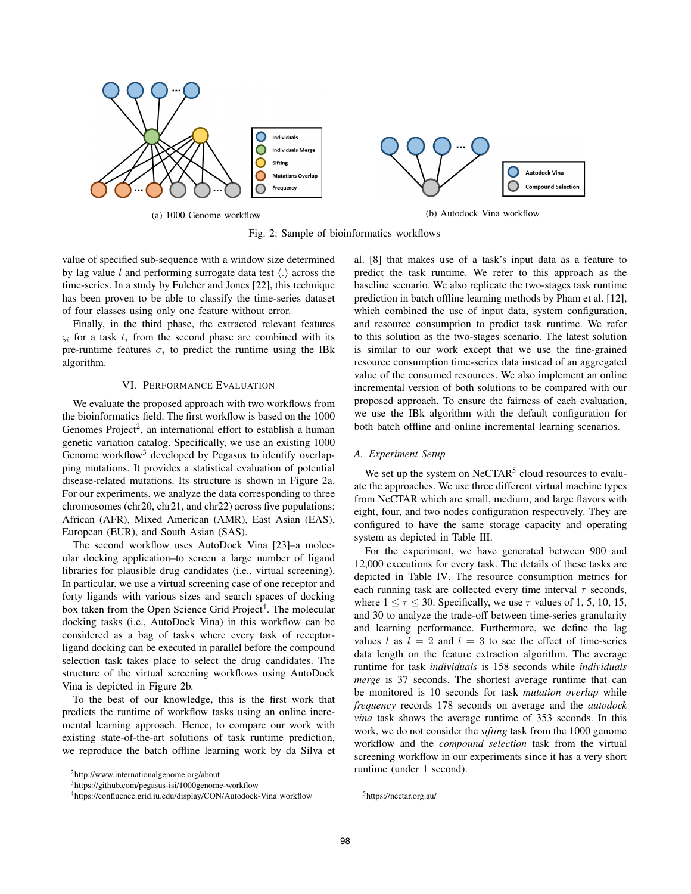Fig. 2: Sample of bioinformatics workflows

(a) 1000 Genome workflow

(b) Autodock Vina workflow

value of specified sub-sequence with a window size determined by lag value $l$ and performing surrogate data test $\langle . \rangle$ across the time-series. In a study by Fulcher and Jones [22], this technique has been proven to be able to classify the time-series dataset of four classes using only one feature without error.

Finally, in the third phase, the extracted relevant features $\varsigma_i$ for a task $t_i$ from the second phase are combined with its pre-runtime features $\sigma_i$ to predict the runtime using the IBk algorithm.

## VI. Performance Evaluation

We evaluate the proposed approach with two workflows from the bioinformatics field. The first workflow is based on the 1000 Genomes Project[2], an international effort to establish a human genetic variation catalog. Specifically, we use an existing 1000 Genome workflow[3] developed by Pegasus to identify overlapping mutations. It provides a statistical evaluation of potential disease-related mutations. Its structure is shown in Figure 2a. For our experiments, we analyze the data corresponding to three chromosomes (chr20, chr21, and chr22) across five populations: African (AFR), Mixed American (AMR), East Asian (EAS), European (EUR), and South Asian (SAS).

The second workflow uses AutoDock Vina [23]–a molecular docking application–to screen a large number of ligand libraries for plausible drug candidates (i.e., virtual screening). In particular, we use a virtual screening case of one receptor and forty ligands with various sizes and search spaces of docking box taken from the Open Science Grid Project[4]. The molecular docking tasks (i.e., AutoDock Vina) in this workflow can be considered as a bag of tasks where every task of receptor-ligand docking can be executed in parallel before the compound selection task takes place to select the drug candidates. The structure of the virtual screening workflows using AutoDock Vina is depicted in Figure 2b.

To the best of our knowledge, this is the first work that predicts the runtime of workflow tasks using an online incremental learning approach. Hence, to compare our work with existing state-of-the-art solutions of task runtime prediction, we reproduce the batch offline learning work by da Silva et al. [8] that makes use of a task's input data as a feature to predict the task runtime. We refer to this approach as the baseline scenario. We also replicate the two-stages task runtime prediction in batch offline learning methods by Pham et al. [12], which combined the use of input data, system configuration, and resource consumption to predict task runtime. We refer to this solution as the two-stages scenario. The latest solution is similar to our work except that we use the fine-grained resource consumption time-series data instead of an aggregated value of the consumed resources. We also implement an online incremental version of both solutions to be compared with our proposed approach. To ensure the fairness of each evaluation, we use the IBk algorithm with the default configuration for both batch offline and online incremental learning scenarios.

### A. Experiment Setup

We set up the system on NeCTAR[5] cloud resources to evaluate the approaches. We use three different virtual machine types from NeCTAR which are small, medium, and large flavors with eight, four, and two nodes configuration respectively. They are configured to have the same storage capacity and operating system as depicted in Table III.

For the experiment, we have generated between 900 and 12,000 executions for every task. The details of these tasks are depicted in Table IV. The resource consumption metrics for each running task are collected every time interval $\tau$ seconds, where $1 \leq \tau \leq 30$. Specifically, we use $\tau$ values of 1, 5, 10, 15, and 30 to analyze the trade-off between time-series granularity and learning performance. Furthermore, we define the lag values $l$ as $l = 2$ and $l = 3$ to see the effect of time-series data length on the feature extraction algorithm. The average runtime for task *individuals* is 158 seconds while *individuals merge* is 37 seconds. The shortest average runtime that can be monitored is 10 seconds for task *mutation overlap* while *frequency* records 178 seconds on average and the *autodock vina* task shows the average runtime of 353 seconds. In this work, we do not consider the *sifting* task from the 1000 genome workflow and the *compound selection* task from the virtual screening workflow in our experiments since it has a very short runtime (under 1 second).

[2] http://www.internationalgenome.org/about

[3] https://github.com/pegasus-isi/1000genome-workflow

[4] https://confluence.grid.iu.edu/display/CON/Autodock-Vina workflow

[5] https://nectar.org.au/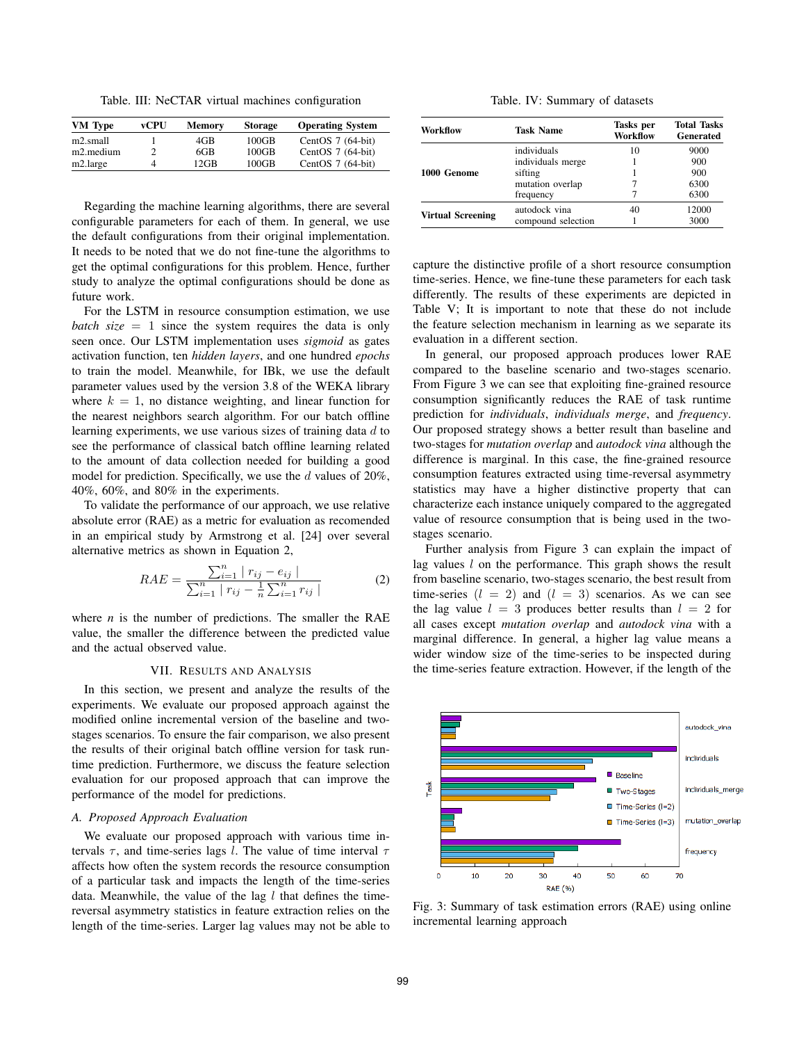Table. III: NeCTAR virtual machines configuration

| VM Type | vCPU | Memory | Storage | Operating System |
|---|---|---|---|---|
| m2.small | 1 | 4GB | 100GB | CentOS 7 (64-bit) |
| m2.medium | 2 | 6GB | 100GB | CentOS 7 (64-bit) |
| m2.large | 4 | 12GB | 100GB | CentOS 7 (64-bit) |

Regarding the machine learning algorithms, there are several configurable parameters for each of them. In general, we use the default configurations from their original implementation. It needs to be noted that we do not fine-tune the algorithms to get the optimal configurations for this problem. Hence, further study to analyze the optimal configurations should be done as future work.

For the LSTM in resource consumption estimation, we use *batch size* $= 1$ since the system requires the data is only seen once. Our LSTM implementation uses *sigmoid* as gates activation function, ten *hidden layers*, and one hundred *epochs* to train the model. Meanwhile, for IBk, we use the default parameter values used by the version 3.8 of the WEKA library where $k = 1$, no distance weighting, and linear function for the nearest neighbors search algorithm. For our batch offline learning experiments, we use various sizes of training data $d$ to see the performance of classical batch offline learning related to the amount of data collection needed for building a good model for prediction. Specifically, we use the $d$ values of 20%, 40%, 60%, and 80% in the experiments.

To validate the performance of our approach, we use relative absolute error (RAE) as a metric for evaluation as recomended in an empirical study by Armstrong et al. [24] over several alternative metrics as shown in Equation 2,

$$RAE = \frac{\sum_{i=1}^{n} | r_{ij} - e_{ij} |}{\sum_{i=1}^{n} | r_{ij} - \frac{1}{n}\sum_{i=1}^{n} r_{ij} |} \quad (2)$$

where *n* is the number of predictions. The smaller the RAE value, the smaller the difference between the predicted value and the actual observed value.

## VII. Results and Analysis

In this section, we present and analyze the results of the experiments. We evaluate our proposed approach against the modified online incremental version of the baseline and two-stages scenarios. To ensure the fair comparison, we also present the results of their original batch offline version for task runtime prediction. Furthermore, we discuss the feature selection evaluation for our proposed approach that can improve the performance of the model for predictions.

### A. Proposed Approach Evaluation

We evaluate our proposed approach with various time intervals $\tau$, and time-series lags $l$. The value of time interval $\tau$ affects how often the system records the resource consumption of a particular task and impacts the length of the time-series data. Meanwhile, the value of the lag $l$ that defines the time-reversal asymmetry statistics in feature extraction relies on the length of the time-series. Larger lag values may not be able to

Table. IV: Summary of datasets

| Workflow | Task Name | Tasks per Workflow | Total Tasks Generated |
|---|---|---|---|
| **1000 Genome** | individuals | 10 | 9000 |
| | individuals merge | 1 | 900 |
| | sifting | 1 | 900 |
| | mutation overlap | 7 | 6300 |
| | frequency | 7 | 6300 |
| **Virtual Screening** | autodock vina | 40 | 12000 |
| | compound selection | 1 | 3000 |

capture the distinctive profile of a short resource consumption time-series. Hence, we fine-tune these parameters for each task differently. The results of these experiments are depicted in Table V; It is important to note that these do not include the feature selection mechanism in learning as we separate its evaluation in a different section.

In general, our proposed approach produces lower RAE compared to the baseline scenario and two-stages scenario. From Figure 3 we can see that exploiting fine-grained resource consumption significantly reduces the RAE of task runtime prediction for *individuals*, *individuals merge*, and *frequency*. Our proposed strategy shows a better result than baseline and two-stages for *mutation overlap* and *autodock vina* although the difference is marginal. In this case, the fine-grained resource consumption features extracted using time-reversal asymmetry statistics may have a higher distinctive property that can characterize each instance uniquely compared to the aggregated value of resource consumption that is being used in the two-stages scenario.

Further analysis from Figure 3 can explain the impact of lag values $l$ on the performance. This graph shows the result from baseline scenario, two-stages scenario, the best result from time-series ($l = 2$) and ($l = 3$) scenarios. As we can see the lag value $l = 3$ produces better results than $l = 2$ for all cases except *mutation overlap* and *autodock vina* with a marginal difference. In general, a higher lag value means a wider window size of the time-series to be inspected during the time-series feature extraction. However, if the length of the

Fig. 3: Summary of task estimation errors (RAE) using online incremental learning approach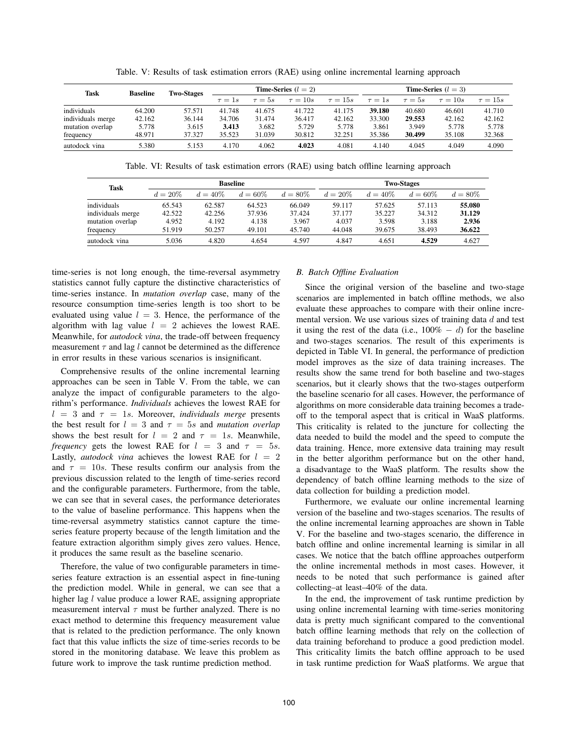Table. V: Results of task estimation errors (RAE) using online incremental learning approach

| Task | Baseline | Two-Stages | Time-Series ($l = 2$) | | | | Time-Series ($l = 3$) | | | |
|---|---|---|---|---|---|---|---|---|---|---|
| | | | $\tau = 1s$ | $\tau = 5s$ | $\tau = 10s$ | $\tau = 15s$ | $\tau = 1s$ | $\tau = 5s$ | $\tau = 10s$ | $\tau = 15s$ |
| individuals | 64.200 | 57.571 | 41.748 | 41.675 | 41.722 | 41.175 | **39.180** | 40.680 | 46.601 | 41.710 |
| individuals merge | 42.162 | 36.144 | 34.706 | 31.474 | 36.417 | 42.162 | 33.300 | **29.553** | 42.162 | 42.162 |
| mutation overlap | 5.778 | 3.615 | **3.413** | 3.682 | 5.729 | 5.778 | 3.861 | 3.949 | 5.778 | 5.778 |
| frequency | 48.971 | 37.327 | 35.523 | 31.039 | 30.812 | 32.251 | 35.386 | **30.499** | 35.108 | 32.368 |
| autodock vina | 5.380 | 5.153 | 4.170 | 4.062 | **4.023** | 4.081 | 4.140 | 4.045 | 4.049 | 4.090 |

Table. VI: Results of task estimation errors (RAE) using batch offline learning approach

| Task | Baseline | | | | Two-Stages | | | |
|---|---|---|---|---|---|---|---|---|
| | $d = 20\%$ | $d = 40\%$ | $d = 60\%$ | $d = 80\%$ | $d = 20\%$ | $d = 40\%$ | $d = 60\%$ | $d = 80\%$ |
| individuals | 65.543 | 62.587 | 64.523 | 66.049 | 59.117 | 57.625 | 57.113 | **55.080** |
| individuals merge | 42.522 | 42.256 | 37.936 | 37.424 | 37.177 | 35.227 | 34.312 | **31.129** |
| mutation overlap | 4.952 | 4.192 | 4.138 | 3.967 | 4.037 | 3.598 | 3.188 | **2.936** |
| frequency | 51.919 | 50.257 | 49.101 | 45.740 | 44.048 | 39.675 | 38.493 | **36.622** |
| autodock vina | 5.036 | 4.820 | 4.654 | 4.597 | 4.847 | 4.651 | **4.529** | 4.627 |

time-series is not long enough, the time-reversal asymmetry statistics cannot fully capture the distinctive characteristics of time-series instance. In *mutation overlap* case, many of the resource consumption time-series length is too short to be evaluated using value $l = 3$. Hence, the performance of the algorithm with lag value $l = 2$ achieves the lowest RAE. Meanwhile, for *autodock vina*, the trade-off between frequency measurement $\tau$ and lag $l$ cannot be determined as the difference in error results in these various scenarios is insignificant.

Comprehensive results of the online incremental learning approaches can be seen in Table V. From the table, we can analyze the impact of configurable parameters to the algorithm's performance. *Individuals* achieves the lowest RAE for $l = 3$ and $\tau = 1s$. Moreover, *individuals merge* presents the best result for $l = 3$ and $\tau = 5s$ and *mutation overlap* shows the best result for $l = 2$ and $\tau = 1s$. Meanwhile, *frequency* gets the lowest RAE for $l = 3$ and $\tau = 5s$. Lastly, *autodock vina* achieves the lowest RAE for $l = 2$ and $\tau = 10s$. These results confirm our analysis from the previous discussion related to the length of time-series record and the configurable parameters. Furthermore, from the table, we can see that in several cases, the performance deteriorates to the value of baseline performance. This happens when the time-reversal asymmetry statistics cannot capture the time-series feature property because of the length limitation and the feature extraction algorithm simply gives zero values. Hence, it produces the same result as the baseline scenario.

Therefore, the value of two configurable parameters in time-series feature extraction is an essential aspect in fine-tuning the prediction model. While in general, we can see that a higher lag $l$ value produce a lower RAE, assigning appropriate measurement interval $\tau$ must be further analyzed. There is no exact method to determine this frequency measurement value that is related to the prediction performance. The only known fact that this value inflicts the size of time-series records to be stored in the monitoring database. We leave this problem as future work to improve the task runtime prediction method.

### *B. Batch Offline Evaluation*

Since the original version of the baseline and two-stage scenarios are implemented in batch offline methods, we also evaluate these approaches to compare with their online incremental version. We use various sizes of training data $d$ and test it using the rest of the data (i.e., $100\% - d$) for the baseline and two-stages scenarios. The result of this experiments is depicted in Table VI. In general, the performance of prediction model improves as the size of data training increases. The results show the same trend for both baseline and two-stages scenarios, but it clearly shows that the two-stages outperform the baseline scenario for all cases. However, the performance of algorithms on more considerable data training becomes a trade-off to the temporal aspect that is critical in WaaS platforms. This criticality is related to the juncture for collecting the data needed to build the model and the speed to compute the data training. Hence, more extensive data training may result in the better algorithm performance but on the other hand, a disadvantage to the WaaS platform. The results show the dependency of batch offline learning methods to the size of data collection for building a prediction model.

Furthermore, we evaluate our online incremental learning version of the baseline and two-stages scenarios. The results of the online incremental learning approaches are shown in Table V. For the baseline and two-stages scenario, the difference in batch offline and online incremental learning is similar in all cases. We notice that the batch offline approaches outperform the online incremental methods in most cases. However, it needs to be noted that such performance is gained after collecting–at least–40% of the data.

In the end, the improvement of task runtime prediction by using online incremental learning with time-series monitoring data is pretty much significant compared to the conventional batch offline learning methods that rely on the collection of data training beforehand to produce a good prediction model. This criticality limits the batch offline approach to be used in task runtime prediction for WaaS platforms. We argue that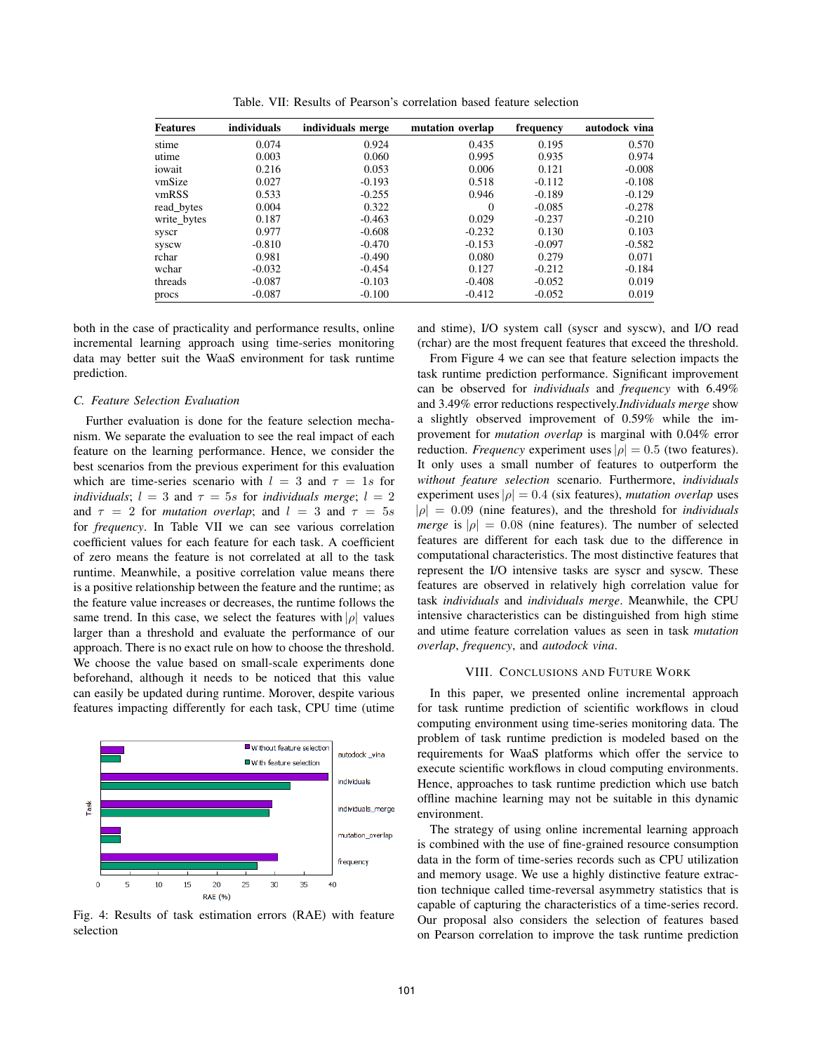Table. VII: Results of Pearson's correlation based feature selection

| Features | individuals | individuals merge | mutation overlap | frequency | autodock vina |
|---|---|---|---|---|---|
| stime | 0.074 | 0.924 | 0.435 | 0.195 | 0.570 |
| utime | 0.003 | 0.060 | 0.995 | 0.935 | 0.974 |
| iowait | 0.216 | 0.053 | 0.006 | 0.121 | -0.008 |
| vmSize | 0.027 | -0.193 | 0.518 | -0.112 | -0.108 |
| vmRSS | 0.533 | -0.255 | 0.946 | -0.189 | -0.129 |
| read_bytes | 0.004 | 0.322 | 0 | -0.085 | -0.278 |
| write_bytes | 0.187 | -0.463 | 0.029 | -0.237 | -0.210 |
| syscr | 0.977 | -0.608 | -0.232 | 0.130 | 0.103 |
| syscw | -0.810 | -0.470 | -0.153 | -0.097 | -0.582 |
| rchar | 0.981 | -0.490 | 0.080 | 0.279 | 0.071 |
| wchar | -0.032 | -0.454 | 0.127 | -0.212 | -0.184 |
| threads | -0.087 | -0.103 | -0.408 | -0.052 | 0.019 |
| procs | -0.087 | -0.100 | -0.412 | -0.052 | 0.019 |

both in the case of practicality and performance results, online incremental learning approach using time-series monitoring data may better suit the WaaS environment for task runtime prediction.

### C. Feature Selection Evaluation

Further evaluation is done for the feature selection mechanism. We separate the evaluation to see the real impact of each feature on the learning performance. Hence, we consider the best scenarios from the previous experiment for this evaluation which are time-series scenario with $l = 3$ and $\tau = 1s$ for *individuals*; $l = 3$ and $\tau = 5s$ for *individuals merge*; $l = 2$ and $\tau = 2$ for *mutation overlap*; and $l = 3$ and $\tau = 5s$ for *frequency*. In Table VII we can see various correlation coefficient values for each feature for each task. A coefficient of zero means the feature is not correlated at all to the task runtime. Meanwhile, a positive correlation value means there is a positive relationship between the feature and the runtime; as the feature value increases or decreases, the runtime follows the same trend. In this case, we select the features with $|\rho|$ values larger than a threshold and evaluate the performance of our approach. There is no exact rule on how to choose the threshold. We choose the value based on small-scale experiments done beforehand, although it needs to be noticed that this value can easily be updated during runtime. Morover, despite various features impacting differently for each task, CPU time (utime and stime), I/O system call (syscr and syscw), and I/O read (rchar) are the most frequent features that exceed the threshold.

Fig. 4: Results of task estimation errors (RAE) with feature selection

From Figure 4 we can see that feature selection impacts the task runtime prediction performance. Significant improvement can be observed for *individuals* and *frequency* with 6.49% and 3.49% error reductions respectively.*Individuals merge* show a slightly observed improvement of 0.59% while the improvement for *mutation overlap* is marginal with 0.04% error reduction. *Frequency* experiment uses $|\rho| = 0.5$ (two features). It only uses a small number of features to outperform the *without feature selection* scenario. Furthermore, *individuals* experiment uses $|\rho| = 0.4$ (six features), *mutation overlap* uses $|\rho| = 0.09$ (nine features), and the threshold for *individuals merge* is $|\rho| = 0.08$ (nine features). The number of selected features are different for each task due to the difference in computational characteristics. The most distinctive features that represent the I/O intensive tasks are syscr and syscw. These features are observed in relatively high correlation value for task *individuals* and *individuals merge*. Meanwhile, the CPU intensive characteristics can be distinguished from high stime and utime feature correlation values as seen in task *mutation overlap*, *frequency*, and *autodock vina*.

## VIII. Conclusions and Future Work

In this paper, we presented online incremental approach for task runtime prediction of scientific workflows in cloud computing environment using time-series monitoring data. The problem of task runtime prediction is modeled based on the requirements for WaaS platforms which offer the service to execute scientific workflows in cloud computing environments. Hence, approaches to task runtime prediction which use batch offline machine learning may not be suitable in this dynamic environment.

The strategy of using online incremental learning approach is combined with the use of fine-grained resource consumption data in the form of time-series records such as CPU utilization and memory usage. We use a highly distinctive feature extraction technique called time-reversal asymmetry statistics that is capable of capturing the characteristics of a time-series record. Our proposal also considers the selection of features based on Pearson correlation to improve the task runtime prediction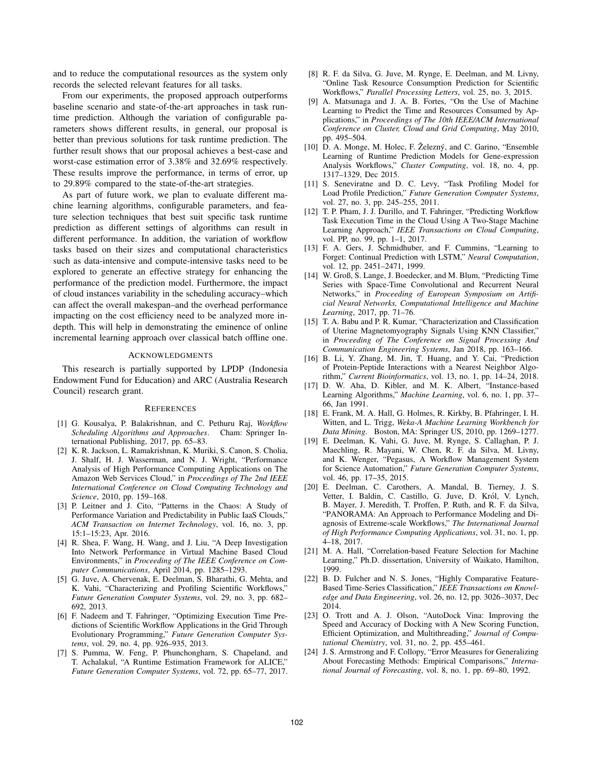and to reduce the computational resources as the system only records the selected relevant features for all tasks.

From our experiments, the proposed approach outperforms baseline scenario and state-of-the-art approaches in task runtime prediction. Although the variation of configurable parameters shows different results, in general, our proposal is better than previous solutions for task runtime prediction. The further result shows that our proposal achieves a best-case and worst-case estimation error of 3.38% and 32.69% respectively. These results improve the performance, in terms of error, up to 29.89% compared to the state-of-the-art strategies.

As part of future work, we plan to evaluate different machine learning algorithms, configurable parameters, and feature selection techniques that best suit specific task runtime prediction as different settings of algorithms can result in different performance. In addition, the variation of workflow tasks based on their sizes and computational characteristics such as data-intensive and compute-intensive tasks need to be explored to generate an effective strategy for enhancing the performance of the prediction model. Furthermore, the impact of cloud instances variability in the scheduling accuracy–which can affect the overall makespan–and the overhead performance impacting on the cost efficiency need to be analyzed more in-depth. This will help in demonstrating the eminence of online incremental learning approach over classical batch offline one.

## Acknowledgments

This research is partially supported by LPDP (Indonesia Endowment Fund for Education) and ARC (Australia Research Council) research grant.

## References

[1] G. Kousalya, P. Balakrishnan, and C. Pethuru Raj, *Workflow Scheduling Algorithms and Approaches*. Cham: Springer International Publishing, 2017, pp. 65–83.

[2] K. R. Jackson, L. Ramakrishnan, K. Muriki, S. Canon, S. Cholia, J. Shalf, H. J. Wasserman, and N. J. Wright, "Performance Analysis of High Performance Computing Applications on The Amazon Web Services Cloud," in *Proceedings of The 2nd IEEE International Conference on Cloud Computing Technology and Science*, 2010, pp. 159–168.

[3] P. Leitner and J. Cito, "Patterns in the Chaos: A Study of Performance Variation and Predictability in Public IaaS Clouds," *ACM Transaction on Internet Technology*, vol. 16, no. 3, pp. 15:1–15:23, Apr. 2016.

[4] R. Shea, F. Wang, H. Wang, and J. Liu, "A Deep Investigation Into Network Performance in Virtual Machine Based Cloud Environments," in *Proceeding of The IEEE Conference on Computer Communications*, April 2014, pp. 1285–1293.

[5] G. Juve, A. Chervenak, E. Deelman, S. Bharathi, G. Mehta, and K. Vahi, "Characterizing and Profiling Scientific Workflows," *Future Generation Computer Systems*, vol. 29, no. 3, pp. 682–692, 2013.

[6] F. Nadeem and T. Fahringer, "Optimizing Execution Time Predictions of Scientific Workflow Applications in the Grid Through Evolutionary Programming," *Future Generation Computer Systems*, vol. 29, no. 4, pp. 926–935, 2013.

[7] S. Pumma, W. Feng, P. Phunchongharn, S. Chapeland, and T. Achalakul, "A Runtime Estimation Framework for ALICE," *Future Generation Computer Systems*, vol. 72, pp. 65–77, 2017.

[8] R. F. da Silva, G. Juve, M. Rynge, E. Deelman, and M. Livny, "Online Task Resource Consumption Prediction for Scientific Workflows," *Parallel Processing Letters*, vol. 25, no. 3, 2015.

[9] A. Matsunaga and J. A. B. Fortes, "On the Use of Machine Learning to Predict the Time and Resources Consumed by Applications," in *Proceedings of The 10th IEEE/ACM International Conference on Cluster, Cloud and Grid Computing*, May 2010, pp. 495–504.

[10] D. A. Monge, M. Holec, F. Železný, and C. Garino, "Ensemble Learning of Runtime Prediction Models for Gene-expression Analysis Workflows," *Cluster Computing*, vol. 18, no. 4, pp. 1317–1329, Dec 2015.

[11] S. Seneviratne and D. C. Levy, "Task Profiling Model for Load Profile Prediction," *Future Generation Computer Systems*, vol. 27, no. 3, pp. 245–255, 2011.

[12] T. P. Pham, J. J. Durillo, and T. Fahringer, "Predicting Workflow Task Execution Time in the Cloud Using A Two-Stage Machine Learning Approach," *IEEE Transactions on Cloud Computing*, vol. PP, no. 99, pp. 1–1, 2017.

[13] F. A. Gers, J. Schmidhuber, and F. Cummins, "Learning to Forget: Continual Prediction with LSTM," *Neural Computation*, vol. 12, pp. 2451–2471, 1999.

[14] W. Groß, S. Lange, J. Boedecker, and M. Blum, "Predicting Time Series with Space-Time Convolutional and Recurrent Neural Networks," in *Proceeding of European Symposium on Artificial Neural Networks, Computational Intelligence and Machine Learning*, 2017, pp. 71–76.

[15] T. A. Babu and P. R. Kumar, "Characterization and Classification of Uterine Magnetomyography Signals Using KNN Classifier," in *Proceeding of The Conference on Signal Processing And Communication Engineering Systems*, Jan 2018, pp. 163–166.

[16] B. Li, Y. Zhang, M. Jin, T. Huang, and Y. Cai, "Prediction of Protein-Peptide Interactions with a Nearest Neighbor Algorithm," *Current Bioinformatics*, vol. 13, no. 1, pp. 14–24, 2018.

[17] D. W. Aha, D. Kibler, and M. K. Albert, "Instance-based Learning Algorithms," *Machine Learning*, vol. 6, no. 1, pp. 37–66, Jan 1991.

[18] E. Frank, M. A. Hall, G. Holmes, R. Kirkby, B. Pfahringer, I. H. Witten, and L. Trigg, *Weka-A Machine Learning Workbench for Data Mining*. Boston, MA: Springer US, 2010, pp. 1269–1277.

[19] E. Deelman, K. Vahi, G. Juve, M. Rynge, S. Callaghan, P. J. Maechling, R. Mayani, W. Chen, R. F. da Silva, M. Livny, and K. Wenger, "Pegasus, A Workflow Management System for Science Automation," *Future Generation Computer Systems*, vol. 46, pp. 17–35, 2015.

[20] E. Deelman, C. Carothers, A. Mandal, B. Tierney, J. S. Vetter, I. Baldin, C. Castillo, G. Juve, D. Król, V. Lynch, B. Mayer, J. Meredith, T. Proffen, P. Ruth, and R. F. da Silva, "PANORAMA: An Approach to Performance Modeling and Diagnosis of Extreme-scale Workflows," *The International Journal of High Performance Computing Applications*, vol. 31, no. 1, pp. 4–18, 2017.

[21] M. A. Hall, "Correlation-based Feature Selection for Machine Learning," Ph.D. dissertation, University of Waikato, Hamilton, 1999.

[22] B. D. Fulcher and N. S. Jones, "Highly Comparative Feature-Based Time-Series Classification," *IEEE Transactions on Knowledge and Data Engineering*, vol. 26, no. 12, pp. 3026–3037, Dec 2014.

[23] O. Trott and A. J. Olson, "AutoDock Vina: Improving the Speed and Accuracy of Docking with A New Scoring Function, Efficient Optimization, and Multithreading," *Journal of Computational Chemistry*, vol. 31, no. 2, pp. 455–461.

[24] J. S. Armstrong and F. Collopy, "Error Measures for Generalizing About Forecasting Methods: Empirical Comparisons," *International Journal of Forecasting*, vol. 8, no. 1, pp. 69–80, 1992.